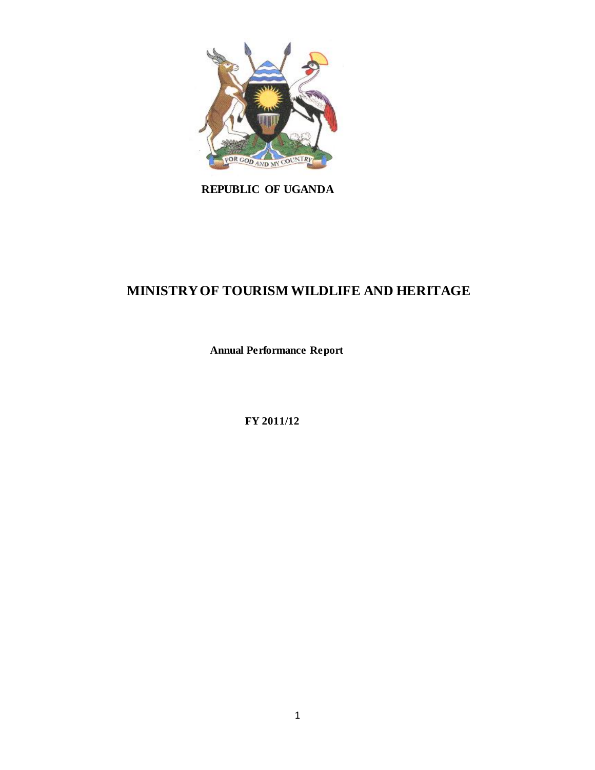**REPUBLIC OF UGANDA**

# MINISTRY OF TOURISM WILDLIFE AND HERITAGE

**Annual Performance Report**

**FY 2011/12**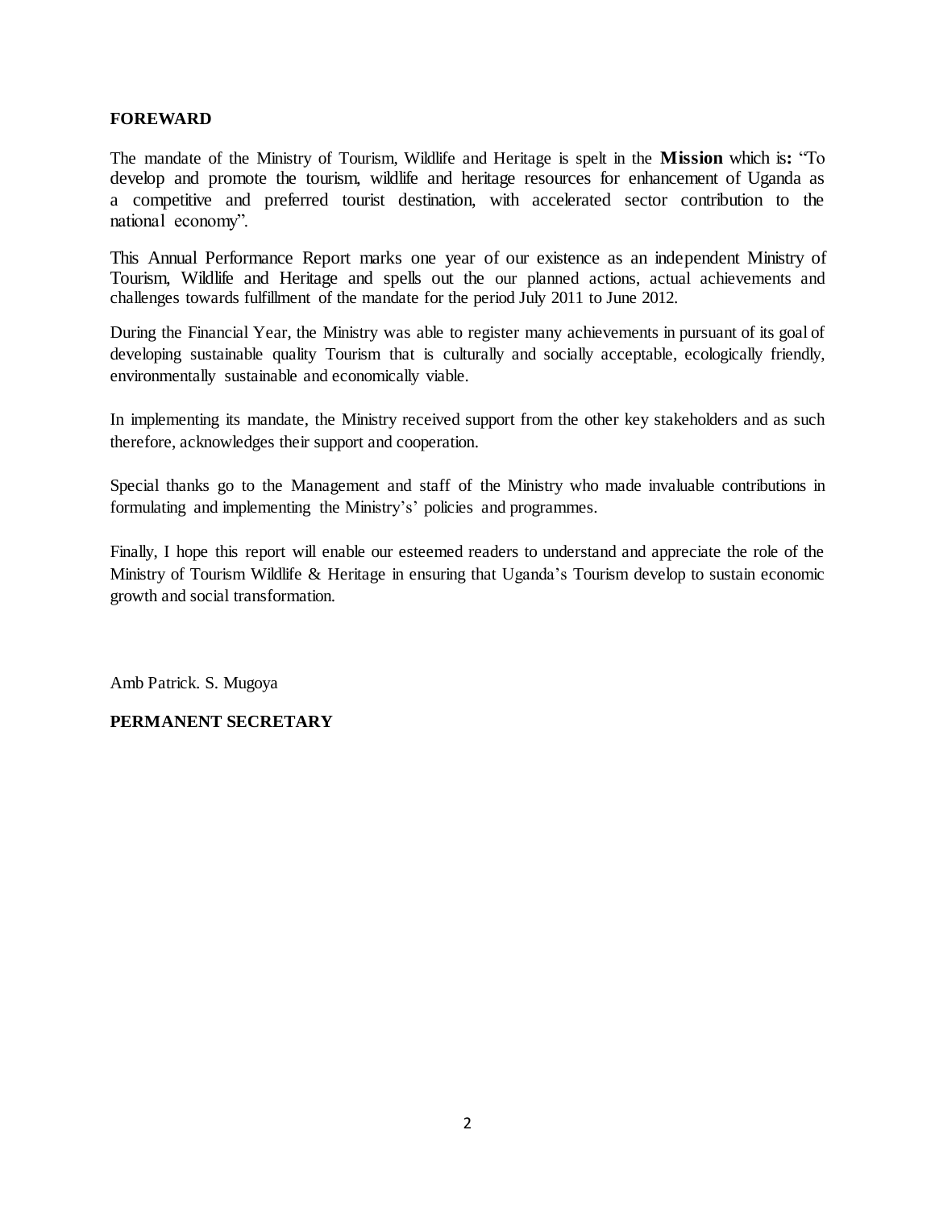## FOREWARD

The mandate of the Ministry of Tourism, Wildlife and Heritage is spelt in the **Mission** which is**:** "To develop and promote the tourism, wildlife and heritage resources for enhancement of Uganda as a competitive and preferred tourist destination, with accelerated sector contribution to the national economy".

This Annual Performance Report marks one year of our existence as an independent Ministry of Tourism, Wildlife and Heritage and spells out the our planned actions, actual achievements and challenges towards fulfillment of the mandate for the period July 2011 to June 2012.

During the Financial Year, the Ministry was able to register many achievements in pursuant of its goal of developing sustainable quality Tourism that is culturally and socially acceptable, ecologically friendly, environmentally sustainable and economically viable.

In implementing its mandate, the Ministry received support from the other key stakeholders and as such therefore, acknowledges their support and cooperation.

Special thanks go to the Management and staff of the Ministry who made invaluable contributions in formulating and implementing the Ministry's' policies and programmes.

Finally, I hope this report will enable our esteemed readers to understand and appreciate the role of the Ministry of Tourism Wildlife & Heritage in ensuring that Uganda's Tourism develop to sustain economic growth and social transformation.

Amb Patrick. S. Mugoya

**PERMANENT SECRETARY**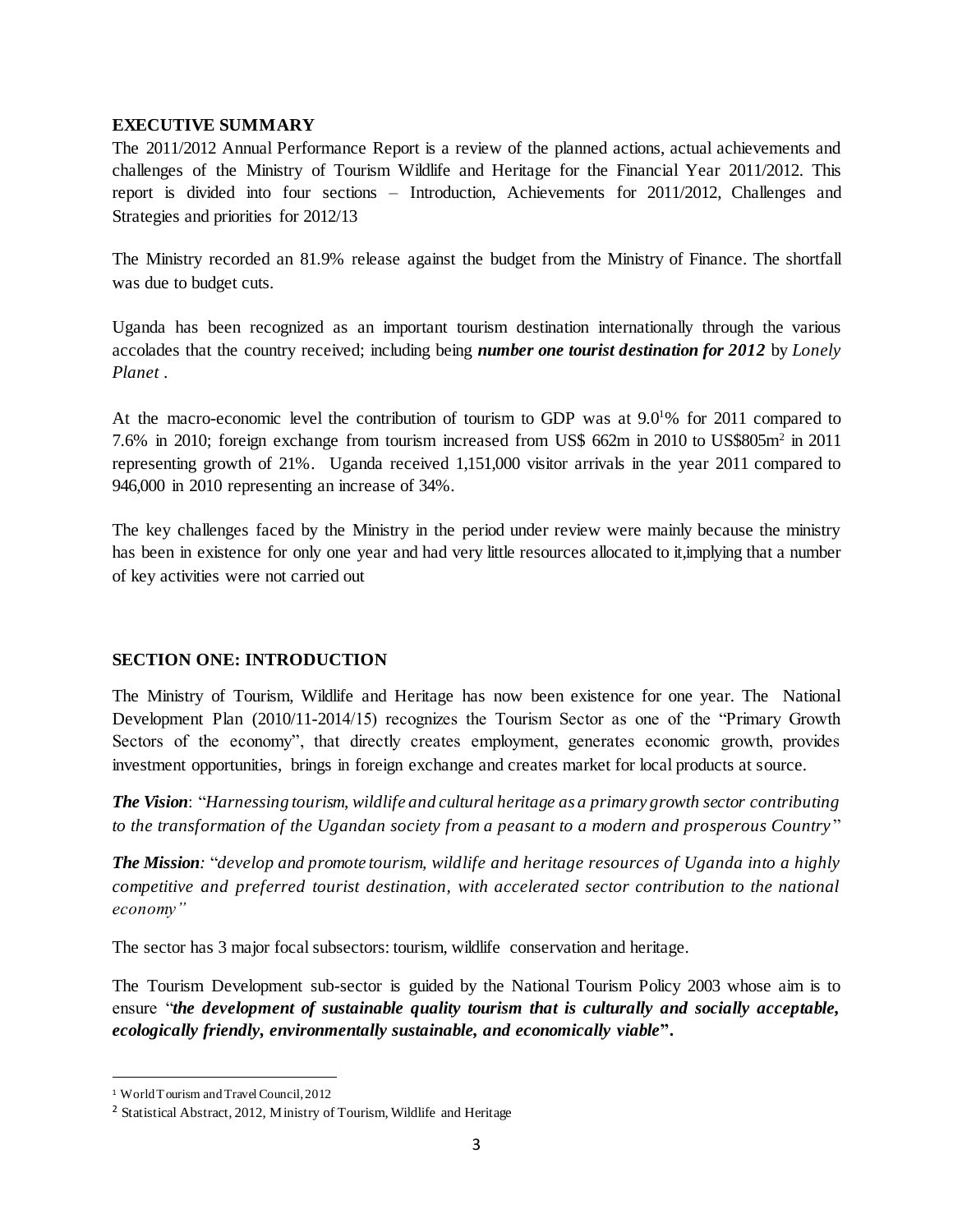## EXECUTIVE SUMMARY

The 2011/2012 Annual Performance Report is a review of the planned actions, actual achievements and challenges of the Ministry of Tourism Wildlife and Heritage for the Financial Year 2011/2012. This report is divided into four sections – Introduction, Achievements for 2011/2012, Challenges and Strategies and priorities for 2012/13

The Ministry recorded an 81.9% release against the budget from the Ministry of Finance. The shortfall was due to budget cuts.

Uganda has been recognized as an important tourism destination internationally through the various accolades that the country received; including being ***number one tourist destination for 2012*** by *Lonely Planet* .

At the macro-economic level the contribution of tourism to GDP was at 9.0[1]% for 2011 compared to 7.6% in 2010; foreign exchange from tourism increased from US$ 662m in 2010 to US$805m[2] in 2011 representing growth of 21%. Uganda received 1,151,000 visitor arrivals in the year 2011 compared to 946,000 in 2010 representing an increase of 34%.

The key challenges faced by the Ministry in the period under review were mainly because the ministry has been in existence for only one year and had very little resources allocated to it,implying that a number of key activities were not carried out

## SECTION ONE: INTRODUCTION

The Ministry of Tourism, Wildlife and Heritage has now been existence for one year. The National Development Plan (2010/11-2014/15) recognizes the Tourism Sector as one of the "Primary Growth Sectors of the economy", that directly creates employment, generates economic growth, provides investment opportunities, brings in foreign exchange and creates market for local products at source.

***The Vision***: "*Harnessing tourism, wildlife and cultural heritage as a primary growth sector contributing to the transformation of the Ugandan society from a peasant to a modern and prosperous Country*"

***The Mission:*** "*develop and promote tourism, wildlife and heritage resources of Uganda into a highly competitive and preferred tourist destination, with accelerated sector contribution to the national economy"*

The sector has 3 major focal subsectors: tourism, wildlife conservation and heritage.

The Tourism Development sub-sector is guided by the National Tourism Policy 2003 whose aim is to ensure "***the development of sustainable quality tourism that is culturally and socially acceptable, ecologically friendly, environmentally sustainable, and economically viable*".**

---

[1] World Tourism and Travel Council, 2012

[2] Statistical Abstract, 2012, Ministry of Tourism, Wildlife and Heritage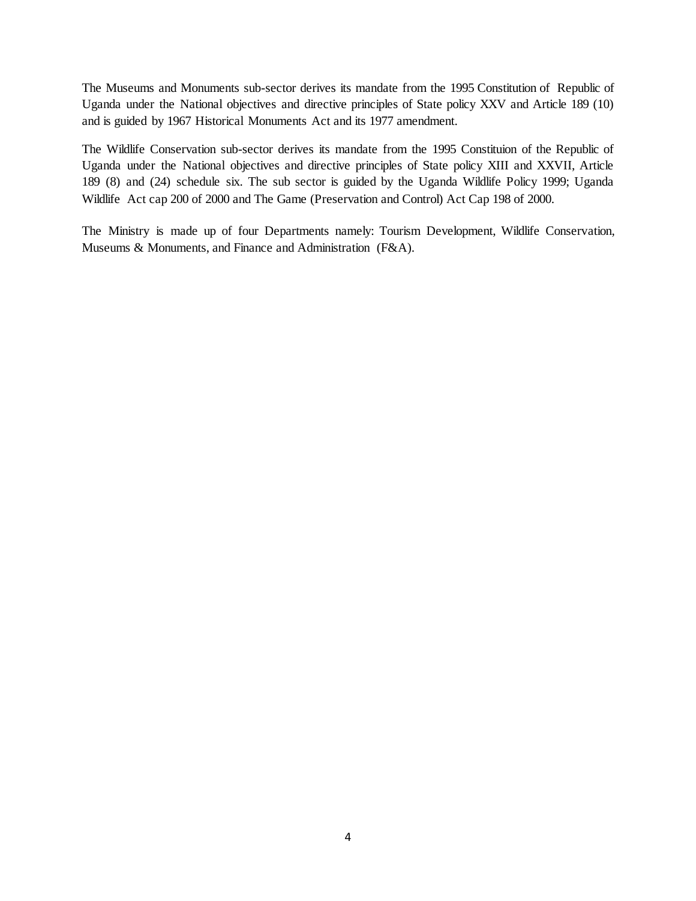The Museums and Monuments sub-sector derives its mandate from the 1995 Constitution of Republic of Uganda under the National objectives and directive principles of State policy XXV and Article 189 (10) and is guided by 1967 Historical Monuments Act and its 1977 amendment.

The Wildlife Conservation sub-sector derives its mandate from the 1995 Constituion of the Republic of Uganda under the National objectives and directive principles of State policy XIII and XXVII, Article 189 (8) and (24) schedule six. The sub sector is guided by the Uganda Wildlife Policy 1999; Uganda Wildlife Act cap 200 of 2000 and The Game (Preservation and Control) Act Cap 198 of 2000.

The Ministry is made up of four Departments namely: Tourism Development, Wildlife Conservation, Museums & Monuments, and Finance and Administration (F&A).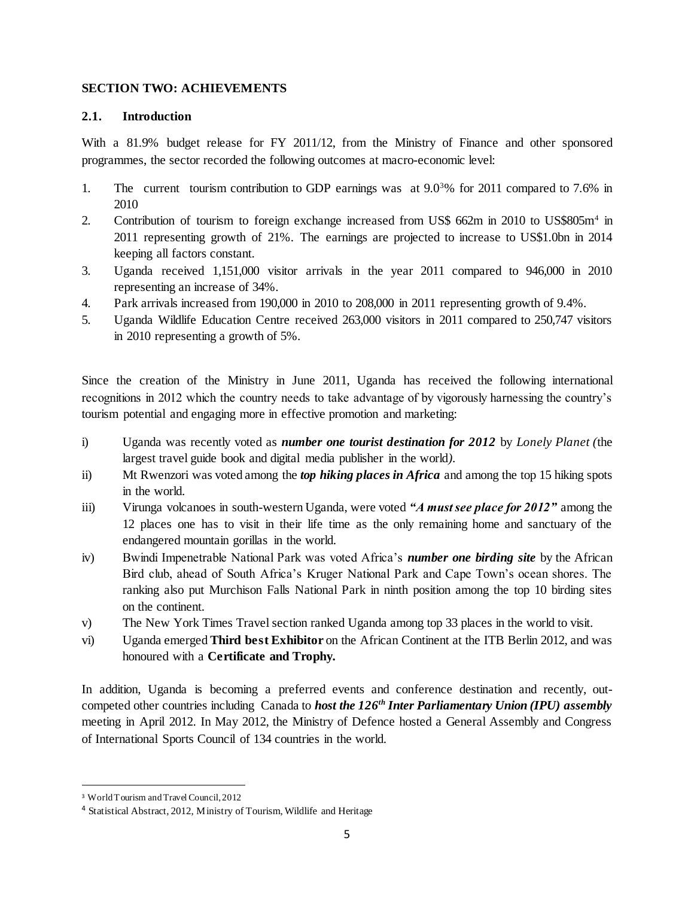## SECTION TWO: ACHIEVEMENTS

### 2.1. Introduction

With a 81.9% budget release for FY 2011/12, from the Ministry of Finance and other sponsored programmes, the sector recorded the following outcomes at macro-economic level:

1. The current tourism contribution to GDP earnings was at 9.0[3]% for 2011 compared to 7.6% in 2010
2. Contribution of tourism to foreign exchange increased from US$ 662m in 2010 to US$805m[4] in 2011 representing growth of 21%. The earnings are projected to increase to US$1.0bn in 2014 keeping all factors constant.
3. Uganda received 1,151,000 visitor arrivals in the year 2011 compared to 946,000 in 2010 representing an increase of 34%.
4. Park arrivals increased from 190,000 in 2010 to 208,000 in 2011 representing growth of 9.4%.
5. Uganda Wildlife Education Centre received 263,000 visitors in 2011 compared to 250,747 visitors in 2010 representing a growth of 5%.

Since the creation of the Ministry in June 2011, Uganda has received the following international recognitions in 2012 which the country needs to take advantage of by vigorously harnessing the country's tourism potential and engaging more in effective promotion and marketing:

i) Uganda was recently voted as ***number one tourist destination for 2012*** by *Lonely Planet (*the largest travel guide book and digital media publisher in the world*)*.
ii) Mt Rwenzori was voted among the ***top hiking places in Africa*** and among the top 15 hiking spots in the world.
iii) Virunga volcanoes in south-western Uganda, were voted ***"A must see place for 2012"*** among the 12 places one has to visit in their life time as the only remaining home and sanctuary of the endangered mountain gorillas in the world.
iv) Bwindi Impenetrable National Park was voted Africa's ***number one birding site*** by the African Bird club, ahead of South Africa's Kruger National Park and Cape Town's ocean shores. The ranking also put Murchison Falls National Park in ninth position among the top 10 birding sites on the continent.
v) The New York Times Travel section ranked Uganda among top 33 places in the world to visit.
vi) Uganda emerged **Third best Exhibitor** on the African Continent at the ITB Berlin 2012, and was honoured with a **Certificate and Trophy.**

In addition, Uganda is becoming a preferred events and conference destination and recently, out-competed other countries including Canada to ***host the 126th Inter Parliamentary Union (IPU) assembly*** meeting in April 2012. In May 2012, the Ministry of Defence hosted a General Assembly and Congress of International Sports Council of 134 countries in the world.

---

[3] World Tourism and Travel Council, 2012

[4] Statistical Abstract, 2012, Ministry of Tourism, Wildlife and Heritage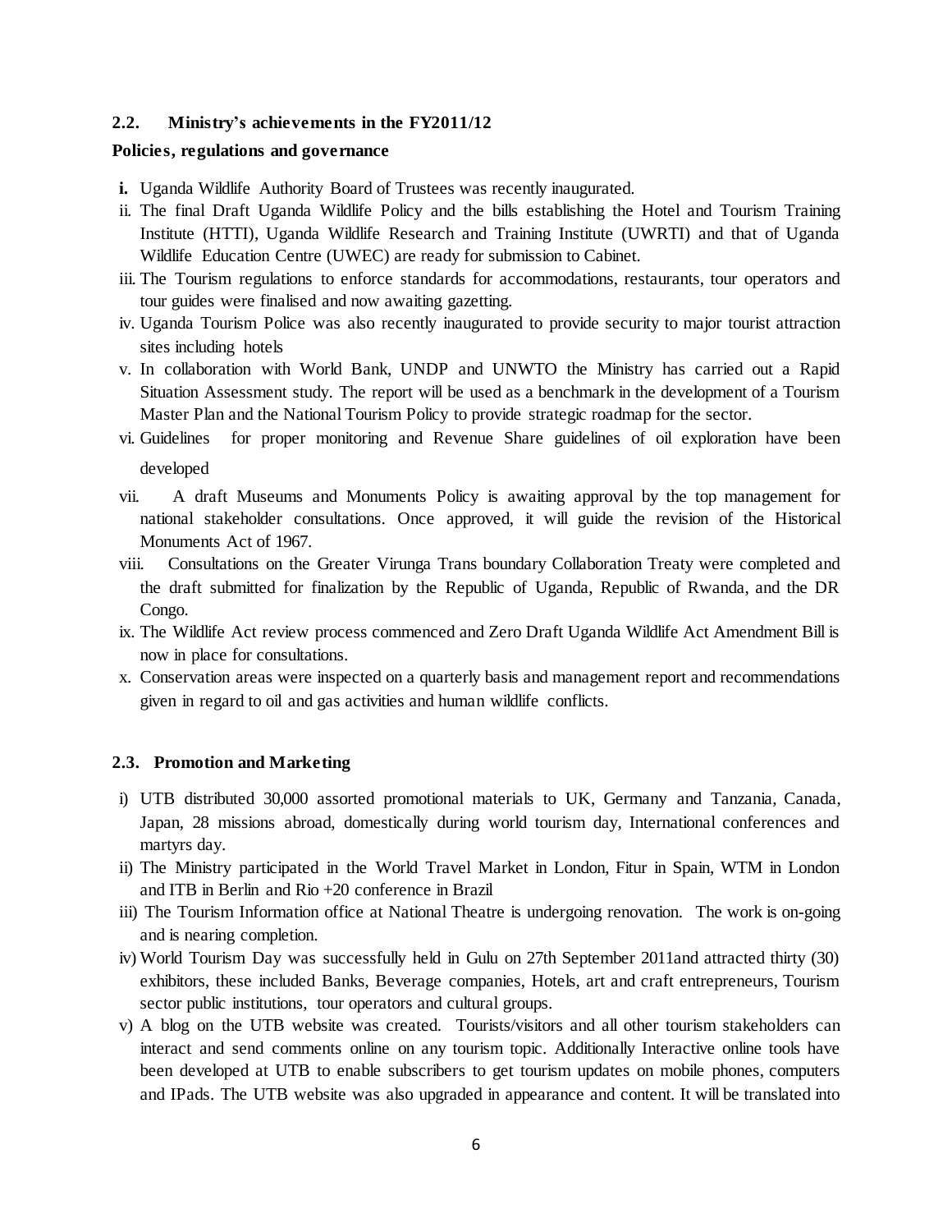### 2.2. Ministry's achievements in the FY2011/12

**Policies, regulations and governance**

- **i.** Uganda Wildlife Authority Board of Trustees was recently inaugurated.
- ii. The final Draft Uganda Wildlife Policy and the bills establishing the Hotel and Tourism Training Institute (HTTI), Uganda Wildlife Research and Training Institute (UWRTI) and that of Uganda Wildlife Education Centre (UWEC) are ready for submission to Cabinet.
- iii. The Tourism regulations to enforce standards for accommodations, restaurants, tour operators and tour guides were finalised and now awaiting gazetting.
- iv. Uganda Tourism Police was also recently inaugurated to provide security to major tourist attraction sites including hotels
- v. In collaboration with World Bank, UNDP and UNWTO the Ministry has carried out a Rapid Situation Assessment study. The report will be used as a benchmark in the development of a Tourism Master Plan and the National Tourism Policy to provide strategic roadmap for the sector.
- vi. Guidelines for proper monitoring and Revenue Share guidelines of oil exploration have been developed
- vii. A draft Museums and Monuments Policy is awaiting approval by the top management for national stakeholder consultations. Once approved, it will guide the revision of the Historical Monuments Act of 1967.
- viii. Consultations on the Greater Virunga Trans boundary Collaboration Treaty were completed and the draft submitted for finalization by the Republic of Uganda, Republic of Rwanda, and the DR Congo.
- ix. The Wildlife Act review process commenced and Zero Draft Uganda Wildlife Act Amendment Bill is now in place for consultations.
- x. Conservation areas were inspected on a quarterly basis and management report and recommendations given in regard to oil and gas activities and human wildlife conflicts.

### 2.3. Promotion and Marketing

- i) UTB distributed 30,000 assorted promotional materials to UK, Germany and Tanzania, Canada, Japan, 28 missions abroad, domestically during world tourism day, International conferences and martyrs day.
- ii) The Ministry participated in the World Travel Market in London, Fitur in Spain, WTM in London and ITB in Berlin and Rio +20 conference in Brazil
- iii) The Tourism Information office at National Theatre is undergoing renovation. The work is on-going and is nearing completion.
- iv) World Tourism Day was successfully held in Gulu on 27th September 2011and attracted thirty (30) exhibitors, these included Banks, Beverage companies, Hotels, art and craft entrepreneurs, Tourism sector public institutions, tour operators and cultural groups.
- v) A blog on the UTB website was created. Tourists/visitors and all other tourism stakeholders can interact and send comments online on any tourism topic. Additionally Interactive online tools have been developed at UTB to enable subscribers to get tourism updates on mobile phones, computers and IPads. The UTB website was also upgraded in appearance and content. It will be translated into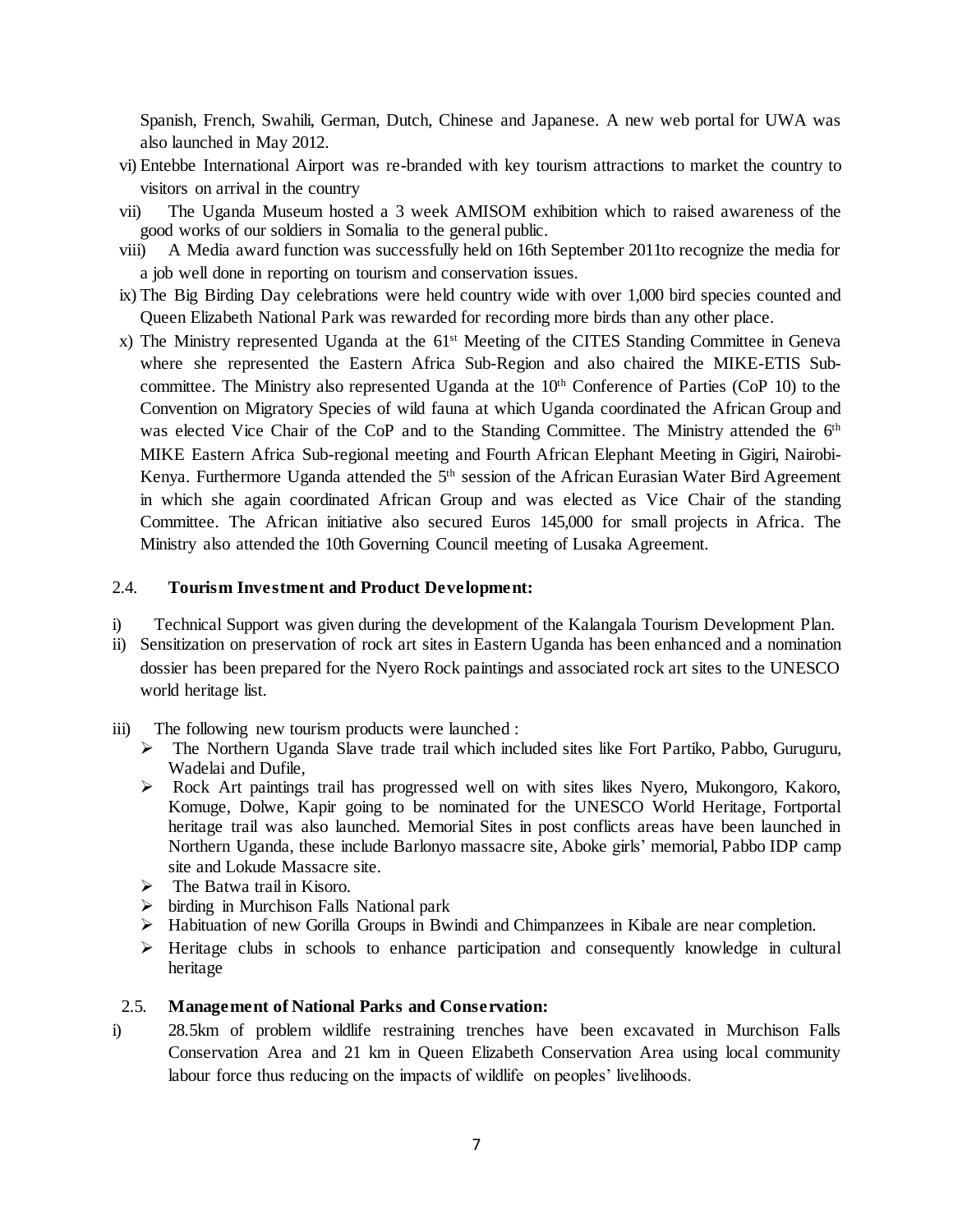Spanish, French, Swahili, German, Dutch, Chinese and Japanese. A new web portal for UWA was also launched in May 2012.

vi) Entebbe International Airport was re-branded with key tourism attractions to market the country to visitors on arrival in the country

vii) The Uganda Museum hosted a 3 week AMISOM exhibition which to raised awareness of the good works of our soldiers in Somalia to the general public.

viii) A Media award function was successfully held on 16th September 2011to recognize the media for a job well done in reporting on tourism and conservation issues.

ix) The Big Birding Day celebrations were held country wide with over 1,000 bird species counted and Queen Elizabeth National Park was rewarded for recording more birds than any other place.

x) The Ministry represented Uganda at the 61st Meeting of the CITES Standing Committee in Geneva where she represented the Eastern Africa Sub-Region and also chaired the MIKE-ETIS Sub-committee. The Ministry also represented Uganda at the 10th Conference of Parties (CoP 10) to the Convention on Migratory Species of wild fauna at which Uganda coordinated the African Group and was elected Vice Chair of the CoP and to the Standing Committee. The Ministry attended the 6th MIKE Eastern Africa Sub-regional meeting and Fourth African Elephant Meeting in Gigiri, Nairobi-Kenya. Furthermore Uganda attended the 5th session of the African Eurasian Water Bird Agreement in which she again coordinated African Group and was elected as Vice Chair of the standing Committee. The African initiative also secured Euros 145,000 for small projects in Africa. The Ministry also attended the 10th Governing Council meeting of Lusaka Agreement.

### 2.4. Tourism Investment and Product Development:

i) Technical Support was given during the development of the Kalangala Tourism Development Plan.

ii) Sensitization on preservation of rock art sites in Eastern Uganda has been enhanced and a nomination dossier has been prepared for the Nyero Rock paintings and associated rock art sites to the UNESCO world heritage list.

iii) The following new tourism products were launched :
- The Northern Uganda Slave trade trail which included sites like Fort Partiko, Pabbo, Guruguru, Wadelai and Dufile,
- Rock Art paintings trail has progressed well on with sites likes Nyero, Mukongoro, Kakoro, Komuge, Dolwe, Kapir going to be nominated for the UNESCO World Heritage, Fortportal heritage trail was also launched. Memorial Sites in post conflicts areas have been launched in Northern Uganda, these include Barlonyo massacre site, Aboke girls' memorial, Pabbo IDP camp site and Lokude Massacre site.
- The Batwa trail in Kisoro.
- birding in Murchison Falls National park
- Habituation of new Gorilla Groups in Bwindi and Chimpanzees in Kibale are near completion.
- Heritage clubs in schools to enhance participation and consequently knowledge in cultural heritage

### 2.5. Management of National Parks and Conservation:

i) 28.5km of problem wildlife restraining trenches have been excavated in Murchison Falls Conservation Area and 21 km in Queen Elizabeth Conservation Area using local community labour force thus reducing on the impacts of wildlife on peoples' livelihoods.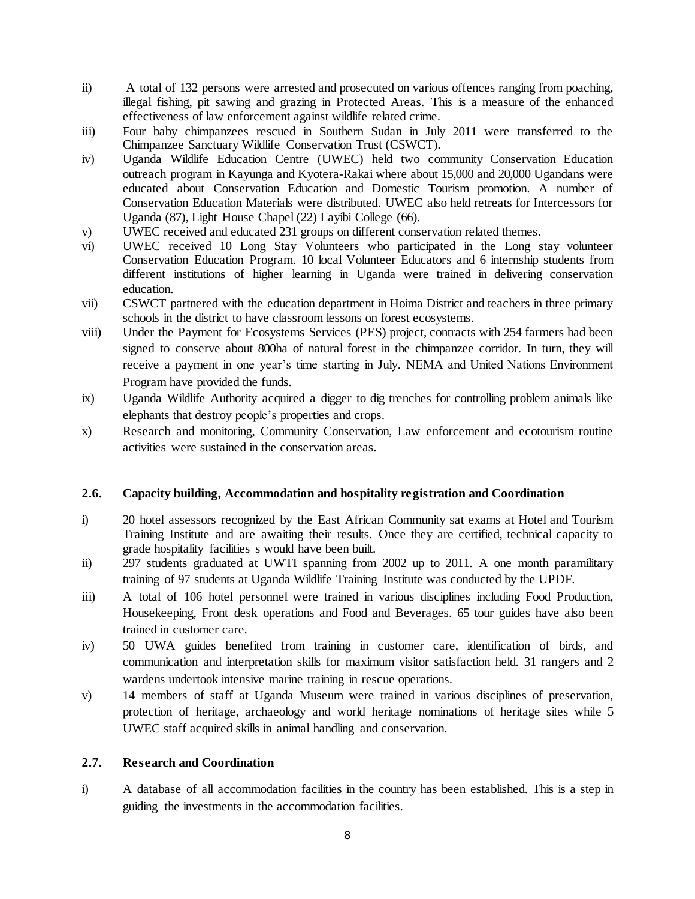ii) A total of 132 persons were arrested and prosecuted on various offences ranging from poaching, illegal fishing, pit sawing and grazing in Protected Areas. This is a measure of the enhanced effectiveness of law enforcement against wildlife related crime.

iii) Four baby chimpanzees rescued in Southern Sudan in July 2011 were transferred to the Chimpanzee Sanctuary Wildlife Conservation Trust (CSWCT).

iv) Uganda Wildlife Education Centre (UWEC) held two community Conservation Education outreach program in Kayunga and Kyotera-Rakai where about 15,000 and 20,000 Ugandans were educated about Conservation Education and Domestic Tourism promotion. A number of Conservation Education Materials were distributed. UWEC also held retreats for Intercessors for Uganda (87), Light House Chapel (22) Layibi College (66).

v) UWEC received and educated 231 groups on different conservation related themes.

vi) UWEC received 10 Long Stay Volunteers who participated in the Long stay volunteer Conservation Education Program. 10 local Volunteer Educators and 6 internship students from different institutions of higher learning in Uganda were trained in delivering conservation education.

vii) CSWCT partnered with the education department in Hoima District and teachers in three primary schools in the district to have classroom lessons on forest ecosystems.

viii) Under the Payment for Ecosystems Services (PES) project, contracts with 254 farmers had been signed to conserve about 800ha of natural forest in the chimpanzee corridor. In turn, they will receive a payment in one year's time starting in July. NEMA and United Nations Environment Program have provided the funds.

ix) Uganda Wildlife Authority acquired a digger to dig trenches for controlling problem animals like elephants that destroy people's properties and crops.

x) Research and monitoring, Community Conservation, Law enforcement and ecotourism routine activities were sustained in the conservation areas.

### 2.6. Capacity building, Accommodation and hospitality registration and Coordination

i) 20 hotel assessors recognized by the East African Community sat exams at Hotel and Tourism Training Institute and are awaiting their results. Once they are certified, technical capacity to grade hospitality facilities s would have been built.

ii) 297 students graduated at UWTI spanning from 2002 up to 2011. A one month paramilitary training of 97 students at Uganda Wildlife Training Institute was conducted by the UPDF.

iii) A total of 106 hotel personnel were trained in various disciplines including Food Production, Housekeeping, Front desk operations and Food and Beverages. 65 tour guides have also been trained in customer care.

iv) 50 UWA guides benefited from training in customer care, identification of birds, and communication and interpretation skills for maximum visitor satisfaction held. 31 rangers and 2 wardens undertook intensive marine training in rescue operations.

v) 14 members of staff at Uganda Museum were trained in various disciplines of preservation, protection of heritage, archaeology and world heritage nominations of heritage sites while 5 UWEC staff acquired skills in animal handling and conservation.

### 2.7. Research and Coordination

i) A database of all accommodation facilities in the country has been established. This is a step in guiding the investments in the accommodation facilities.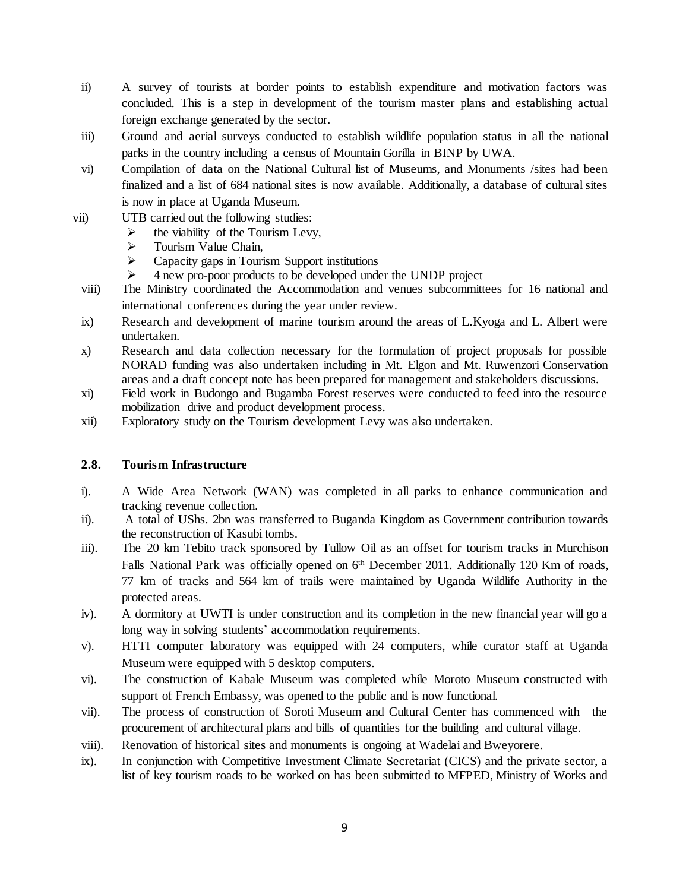ii) A survey of tourists at border points to establish expenditure and motivation factors was concluded. This is a step in development of the tourism master plans and establishing actual foreign exchange generated by the sector.

iii) Ground and aerial surveys conducted to establish wildlife population status in all the national parks in the country including a census of Mountain Gorilla in BINP by UWA.

vi) Compilation of data on the National Cultural list of Museums, and Monuments /sites had been finalized and a list of 684 national sites is now available. Additionally, a database of cultural sites is now in place at Uganda Museum.

vii) UTB carried out the following studies:
- the viability of the Tourism Levy,
- Tourism Value Chain,
- Capacity gaps in Tourism Support institutions
- 4 new pro-poor products to be developed under the UNDP project

viii) The Ministry coordinated the Accommodation and venues subcommittees for 16 national and international conferences during the year under review.

ix) Research and development of marine tourism around the areas of L.Kyoga and L. Albert were undertaken.

x) Research and data collection necessary for the formulation of project proposals for possible NORAD funding was also undertaken including in Mt. Elgon and Mt. Ruwenzori Conservation areas and a draft concept note has been prepared for management and stakeholders discussions.

xi) Field work in Budongo and Bugamba Forest reserves were conducted to feed into the resource mobilization drive and product development process.

xii) Exploratory study on the Tourism development Levy was also undertaken.

## 2.8. Tourism Infrastructure

i). A Wide Area Network (WAN) was completed in all parks to enhance communication and tracking revenue collection.

ii). A total of UShs. 2bn was transferred to Buganda Kingdom as Government contribution towards the reconstruction of Kasubi tombs.

iii). The 20 km Tebito track sponsored by Tullow Oil as an offset for tourism tracks in Murchison Falls National Park was officially opened on 6th December 2011. Additionally 120 Km of roads, 77 km of tracks and 564 km of trails were maintained by Uganda Wildlife Authority in the protected areas.

iv). A dormitory at UWTI is under construction and its completion in the new financial year will go a long way in solving students' accommodation requirements.

v). HTTI computer laboratory was equipped with 24 computers, while curator staff at Uganda Museum were equipped with 5 desktop computers.

vi). The construction of Kabale Museum was completed while Moroto Museum constructed with support of French Embassy, was opened to the public and is now functional.

vii). The process of construction of Soroti Museum and Cultural Center has commenced with the procurement of architectural plans and bills of quantities for the building and cultural village.

viii). Renovation of historical sites and monuments is ongoing at Wadelai and Bweyorere.

ix). In conjunction with Competitive Investment Climate Secretariat (CICS) and the private sector, a list of key tourism roads to be worked on has been submitted to MFPED, Ministry of Works and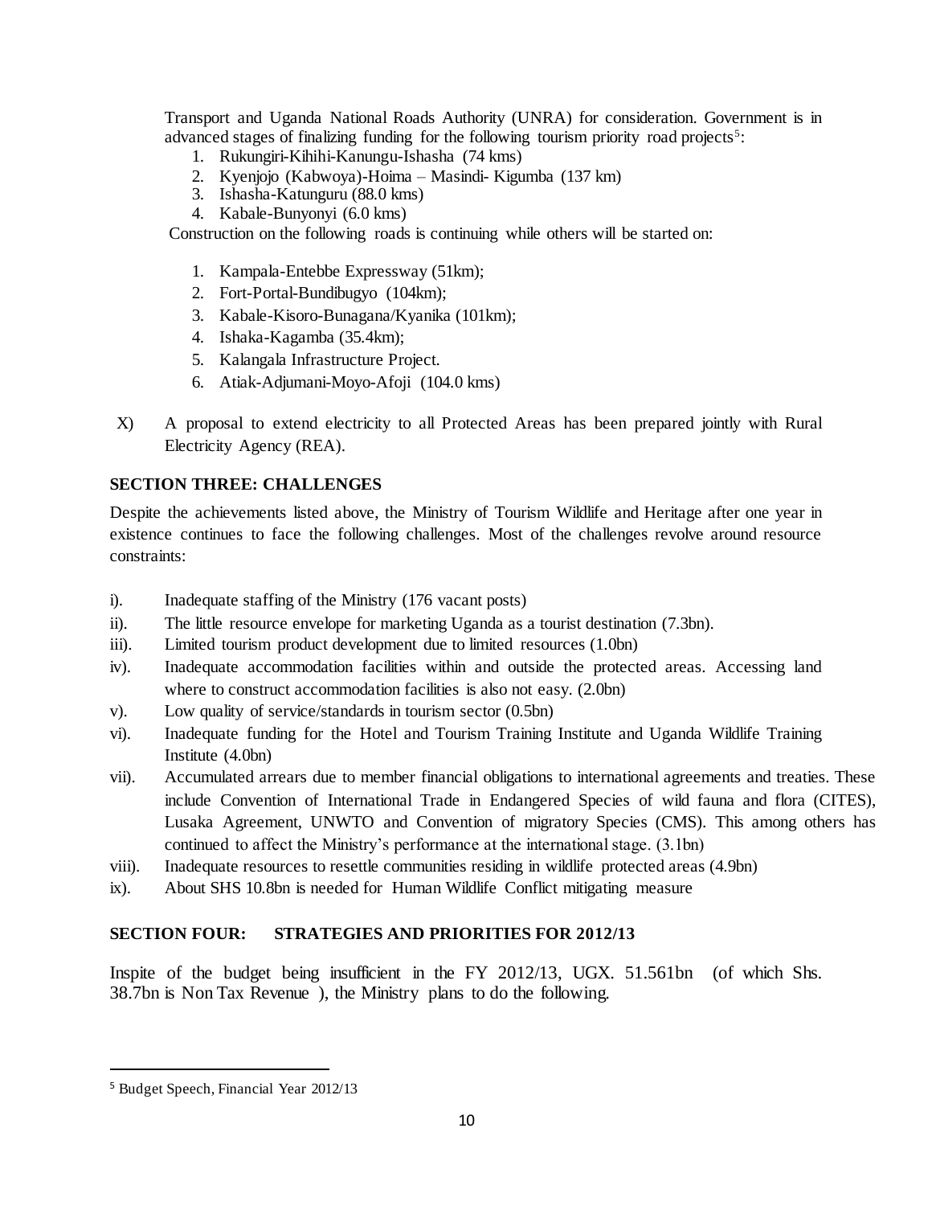Transport and Uganda National Roads Authority (UNRA) for consideration. Government is in advanced stages of finalizing funding for the following tourism priority road projects[5]:

1. Rukungiri-Kihihi-Kanungu-Ishasha (74 kms)
2. Kyenjojo (Kabwoya)-Hoima – Masindi- Kigumba (137 km)
3. Ishasha-Katunguru (88.0 kms)
4. Kabale-Bunyonyi (6.0 kms)

Construction on the following roads is continuing while others will be started on:

1. Kampala-Entebbe Expressway (51km);
2. Fort-Portal-Bundibugyo (104km);
3. Kabale-Kisoro-Bunagana/Kyanika (101km);
4. Ishaka-Kagamba (35.4km);
5. Kalangala Infrastructure Project.
6. Atiak-Adjumani-Moyo-Afoji (104.0 kms)

X) A proposal to extend electricity to all Protected Areas has been prepared jointly with Rural Electricity Agency (REA).

## SECTION THREE: CHALLENGES

Despite the achievements listed above, the Ministry of Tourism Wildlife and Heritage after one year in existence continues to face the following challenges. Most of the challenges revolve around resource constraints:

i). Inadequate staffing of the Ministry (176 vacant posts)

ii). The little resource envelope for marketing Uganda as a tourist destination (7.3bn).

iii). Limited tourism product development due to limited resources (1.0bn)

iv). Inadequate accommodation facilities within and outside the protected areas. Accessing land where to construct accommodation facilities is also not easy. (2.0bn)

v). Low quality of service/standards in tourism sector (0.5bn)

vi). Inadequate funding for the Hotel and Tourism Training Institute and Uganda Wildlife Training Institute (4.0bn)

vii). Accumulated arrears due to member financial obligations to international agreements and treaties. These include Convention of International Trade in Endangered Species of wild fauna and flora (CITES), Lusaka Agreement, UNWTO and Convention of migratory Species (CMS). This among others has continued to affect the Ministry's performance at the international stage. (3.1bn)

viii). Inadequate resources to resettle communities residing in wildlife protected areas (4.9bn)

ix). About SHS 10.8bn is needed for Human Wildlife Conflict mitigating measure

## SECTION FOUR: STRATEGIES AND PRIORITIES FOR 2012/13

Inspite of the budget being insufficient in the FY 2012/13, UGX. 51.561bn (of which Shs. 38.7bn is Non Tax Revenue ), the Ministry plans to do the following.

---

[5] Budget Speech, Financial Year 2012/13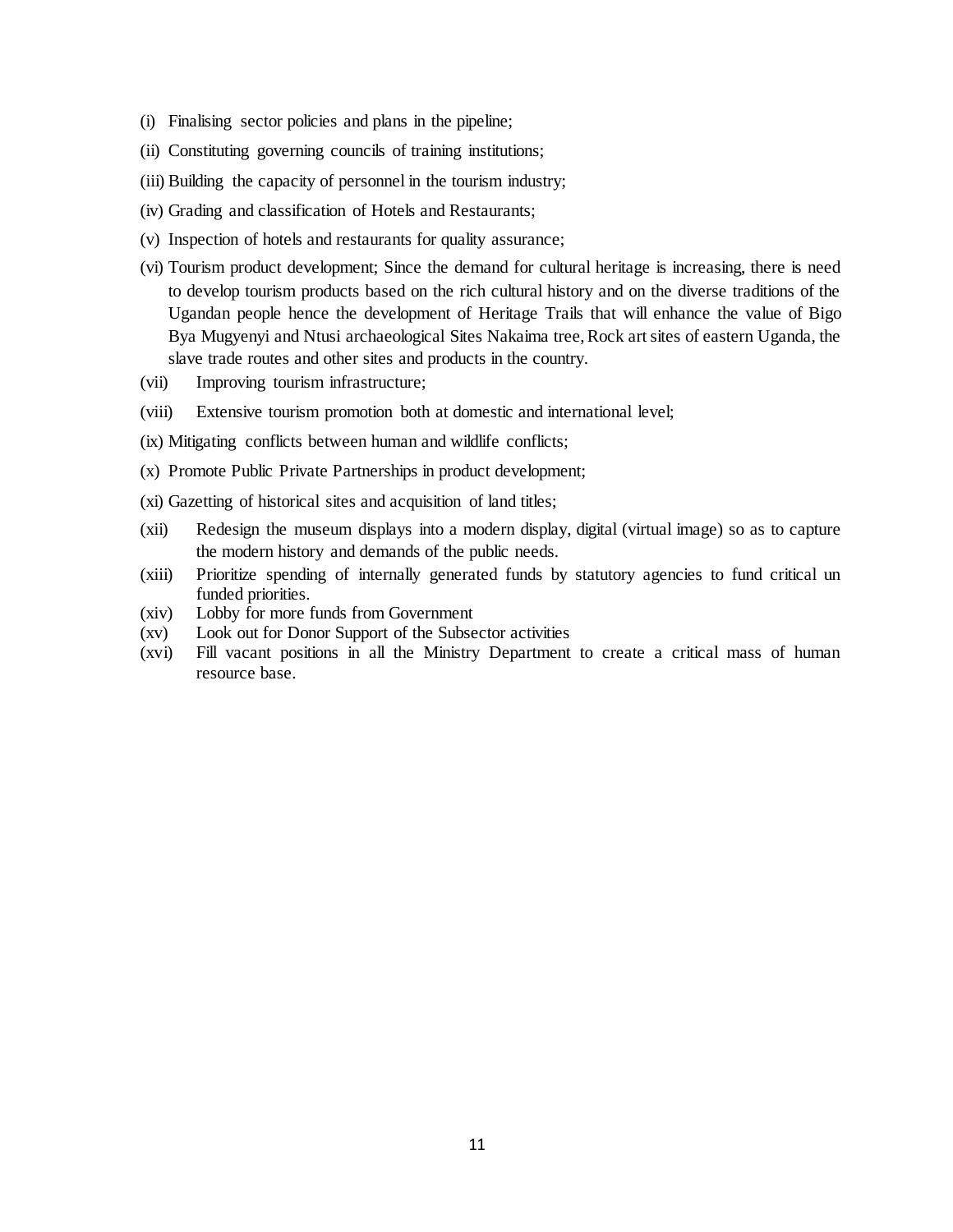(i) Finalising sector policies and plans in the pipeline;

(ii) Constituting governing councils of training institutions;

(iii) Building the capacity of personnel in the tourism industry;

(iv) Grading and classification of Hotels and Restaurants;

(v) Inspection of hotels and restaurants for quality assurance;

(vi) Tourism product development; Since the demand for cultural heritage is increasing, there is need to develop tourism products based on the rich cultural history and on the diverse traditions of the Ugandan people hence the development of Heritage Trails that will enhance the value of Bigo Bya Mugyenyi and Ntusi archaeological Sites Nakaima tree, Rock art sites of eastern Uganda, the slave trade routes and other sites and products in the country.

(vii) Improving tourism infrastructure;

(viii) Extensive tourism promotion both at domestic and international level;

(ix) Mitigating conflicts between human and wildlife conflicts;

(x) Promote Public Private Partnerships in product development;

(xi) Gazetting of historical sites and acquisition of land titles;

(xii) Redesign the museum displays into a modern display, digital (virtual image) so as to capture the modern history and demands of the public needs.

(xiii) Prioritize spending of internally generated funds by statutory agencies to fund critical un funded priorities.

(xiv) Lobby for more funds from Government

(xv) Look out for Donor Support of the Subsector activities

(xvi) Fill vacant positions in all the Ministry Department to create a critical mass of human resource base.